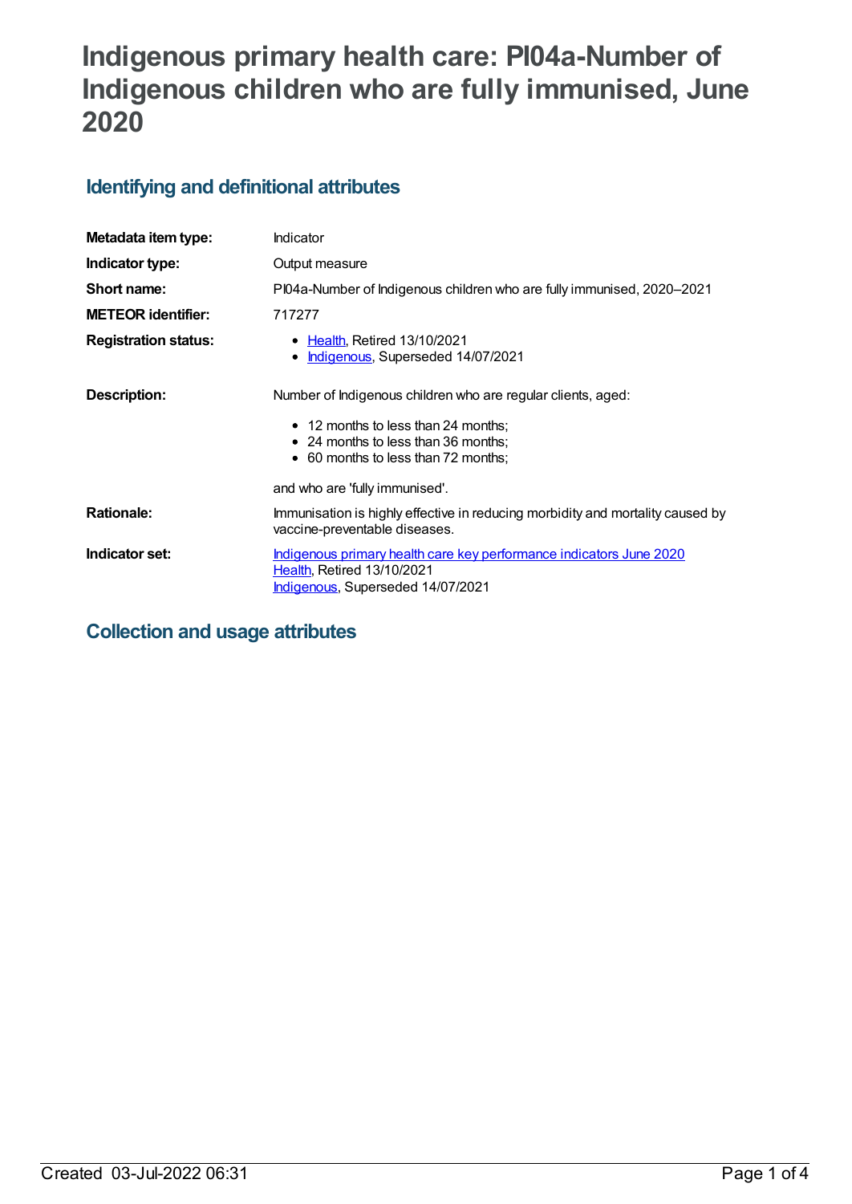# Indigenous primary health care: PI04a-Number of Indigenous children who are fully immunised, June 2020

## Identifying and definitional attributes

| | |
|---|---|
| **Metadata item type:** | Indicator |
| **Indicator type:** | Output measure |
| **Short name:** | PI04a-Number of Indigenous children who are fully immunised, 2020–2021 |
| **METEOR identifier:** | 717277 |
| **Registration status:** | • Health, Retired 13/10/2021<br>• Indigenous, Superseded 14/07/2021 |
| **Description:** | Number of Indigenous children who are regular clients, aged:<br>• 12 months to less than 24 months;<br>• 24 months to less than 36 months;<br>• 60 months to less than 72 months;<br>and who are 'fully immunised'. |
| **Rationale:** | Immunisation is highly effective in reducing morbidity and mortality caused by vaccine-preventable diseases. |
| **Indicator set:** | Indigenous primary health care key performance indicators June 2020<br>Health, Retired 13/10/2021<br>Indigenous, Superseded 14/07/2021 |

## Collection and usage attributes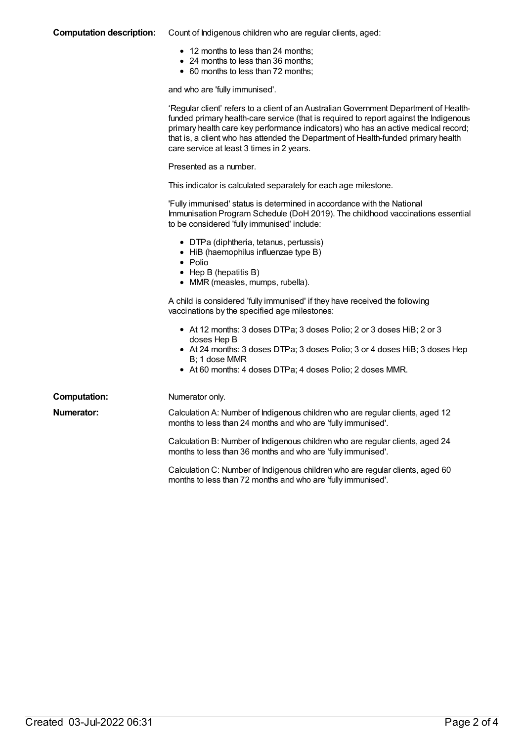**Computation description:** Count of Indigenous children who are regular clients, aged:

- 12 months to less than 24 months;
- 24 months to less than 36 months;
- 60 months to less than 72 months;

and who are 'fully immunised'.

'Regular client' refers to a client of an Australian Government Department of Health-funded primary health-care service (that is required to report against the Indigenous primary health care key performance indicators) who has an active medical record; that is, a client who has attended the Department of Health-funded primary health care service at least 3 times in 2 years.

Presented as a number.

This indicator is calculated separately for each age milestone.

'Fully immunised' status is determined in accordance with the National Immunisation Program Schedule (DoH 2019). The childhood vaccinations essential to be considered 'fully immunised' include:

- DTPa (diphtheria, tetanus, pertussis)
- HiB (haemophilus influenzae type B)
- Polio
- Hep B (hepatitis B)
- MMR (measles, mumps, rubella).

A child is considered 'fully immunised' if they have received the following vaccinations by the specified age milestones:

- At 12 months: 3 doses DTPa; 3 doses Polio; 2 or 3 doses HiB; 2 or 3 doses Hep B
- At 24 months: 3 doses DTPa; 3 doses Polio; 3 or 4 doses HiB; 3 doses Hep B; 1 dose MMR
- At 60 months: 4 doses DTPa; 4 doses Polio; 2 doses MMR.

**Computation:** Numerator only.

**Numerator:** Calculation A: Number of Indigenous children who are regular clients, aged 12 months to less than 24 months and who are 'fully immunised'.

Calculation B: Number of Indigenous children who are regular clients, aged 24 months to less than 36 months and who are 'fully immunised'.

Calculation C: Number of Indigenous children who are regular clients, aged 60 months to less than 72 months and who are 'fully immunised'.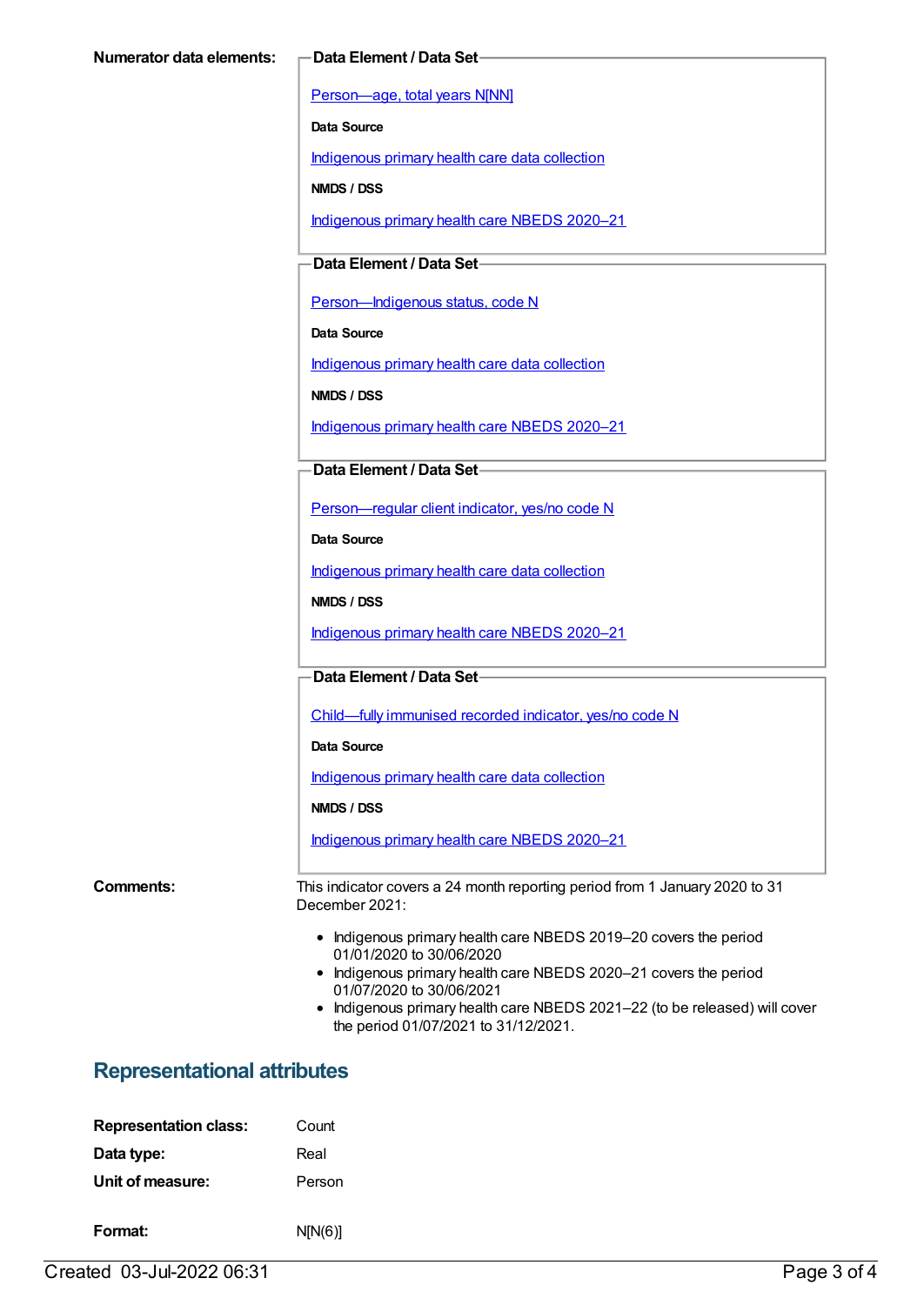**Numerator data elements:**

**Data Element / Data Set**

Person—age, total years N[NN]

**Data Source**

Indigenous primary health care data collection

**NMDS / DSS**

Indigenous primary health care NBEDS 2020–21

**Data Element / Data Set**

Person—Indigenous status, code N

**Data Source**

Indigenous primary health care data collection

**NMDS / DSS**

Indigenous primary health care NBEDS 2020–21

**Data Element / Data Set**

Person—regular client indicator, yes/no code N

**Data Source**

Indigenous primary health care data collection

**NMDS / DSS**

Indigenous primary health care NBEDS 2020–21

**Data Element / Data Set**

Child—fully immunised recorded indicator, yes/no code N

**Data Source**

Indigenous primary health care data collection

**NMDS / DSS**

Indigenous primary health care NBEDS 2020–21

**Comments:**

This indicator covers a 24 month reporting period from 1 January 2020 to 31 December 2021:

- Indigenous primary health care NBEDS 2019–20 covers the period 01/01/2020 to 30/06/2020
- Indigenous primary health care NBEDS 2020–21 covers the period 01/07/2020 to 30/06/2021
- Indigenous primary health care NBEDS 2021–22 (to be released) will cover the period 01/07/2021 to 31/12/2021.

## Representational attributes

**Representation class:** Count

**Data type:** Real

**Unit of measure:** Person

**Format:** N[N(6)]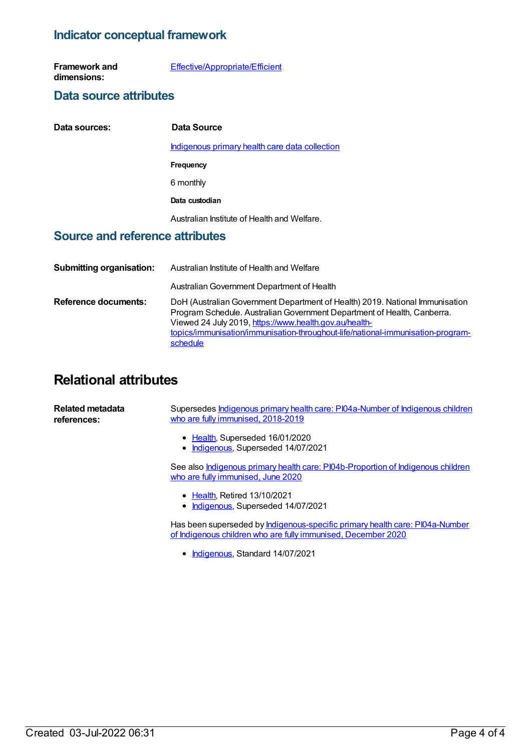## Indicator conceptual framework

**Framework and dimensions:** Effective/Appropriate/Efficient

## Data source attributes

**Data sources:**

**Data Source**

Indigenous primary health care data collection

**Frequency**

6 monthly

**Data custodian**

Australian Institute of Health and Welfare.

## Source and reference attributes

**Submitting organisation:** Australian Institute of Health and Welfare

Australian Government Department of Health

**Reference documents:** DoH (Australian Government Department of Health) 2019. National Immunisation Program Schedule. Australian Government Department of Health, Canberra. Viewed 24 July 2019, https://www.health.gov.au/health-topics/immunisation/immunisation-throughout-life/national-immunisation-program-schedule

# Relational attributes

**Related metadata references:**

Supersedes Indigenous primary health care: PI04a-Number of Indigenous children who are fully immunised, 2018-2019

- Health, Superseded 16/01/2020
- Indigenous, Superseded 14/07/2021

See also Indigenous primary health care: PI04b-Proportion of Indigenous children who are fully immunised, June 2020

- Health, Retired 13/10/2021
- Indigenous, Superseded 14/07/2021

Has been superseded by Indigenous-specific primary health care: PI04a-Number of Indigenous children who are fully immunised, December 2020

- Indigenous, Standard 14/07/2021